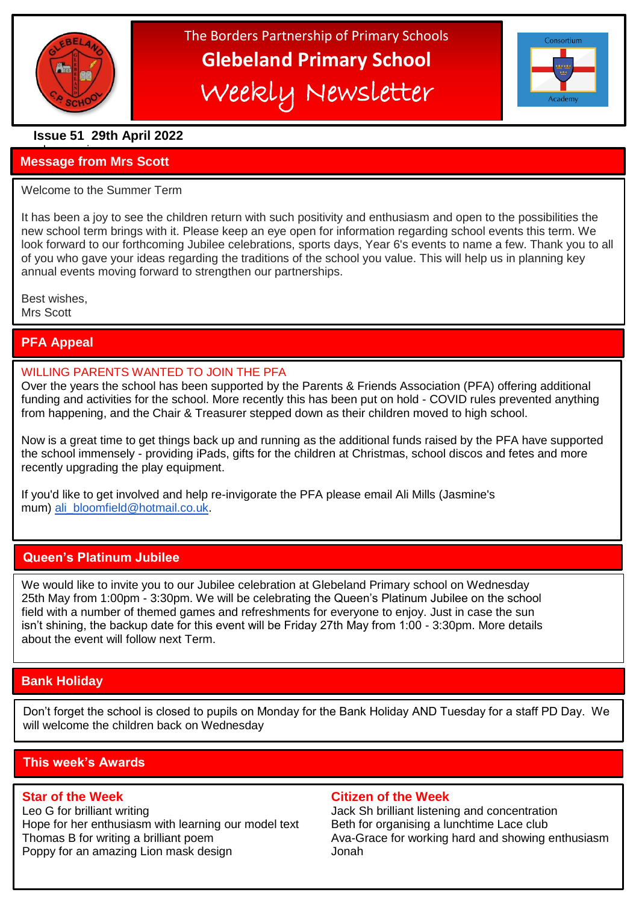The Borders Partnership of Primary Schools

# Glebeland Primary School

## Weekly Newsletter

**Issue 51 29th April 2022**

## Message from Mrs Scott

Welcome to the Summer Term

It has been a joy to see the children return with such positivity and enthusiasm and open to the possibilities the new school term brings with it. Please keep an eye open for information regarding school events this term. We look forward to our forthcoming Jubilee celebrations, sports days, Year 6's events to name a few. Thank you to all of you who gave your ideas regarding the traditions of the school you value. This will help us in planning key annual events moving forward to strengthen our partnerships.

Best wishes,
Mrs Scott

## PFA Appeal

WILLING PARENTS WANTED TO JOIN THE PFA

Over the years the school has been supported by the Parents & Friends Association (PFA) offering additional funding and activities for the school. More recently this has been put on hold - COVID rules prevented anything from happening, and the Chair & Treasurer stepped down as their children moved to high school.

Now is a great time to get things back up and running as the additional funds raised by the PFA have supported the school immensely - providing iPads, gifts for the children at Christmas, school discos and fetes and more recently upgrading the play equipment.

If you'd like to get involved and help re-invigorate the PFA please email Ali Mills (Jasmine's mum) ali_bloomfield@hotmail.co.uk.

## Queen's Platinum Jubilee

We would like to invite you to our Jubilee celebration at Glebeland Primary school on Wednesday 25th May from 1:00pm - 3:30pm. We will be celebrating the Queen's Platinum Jubilee on the school field with a number of themed games and refreshments for everyone to enjoy. Just in case the sun isn't shining, the backup date for this event will be Friday 27th May from 1:00 - 3:30pm. More details about the event will follow next Term.

## Bank Holiday

Don't forget the school is closed to pupils on Monday for the Bank Holiday AND Tuesday for a staff PD Day. We will welcome the children back on Wednesday

## This week's Awards

### Star of the Week

Leo G for brilliant writing
Hope for her enthusiasm with learning our model text
Thomas B for writing a brilliant poem
Poppy for an amazing Lion mask design

### Citizen of the Week

Jack Sh brilliant listening and concentration
Beth for organising a lunchtime Lace club
Ava-Grace for working hard and showing enthusiasm
Jonah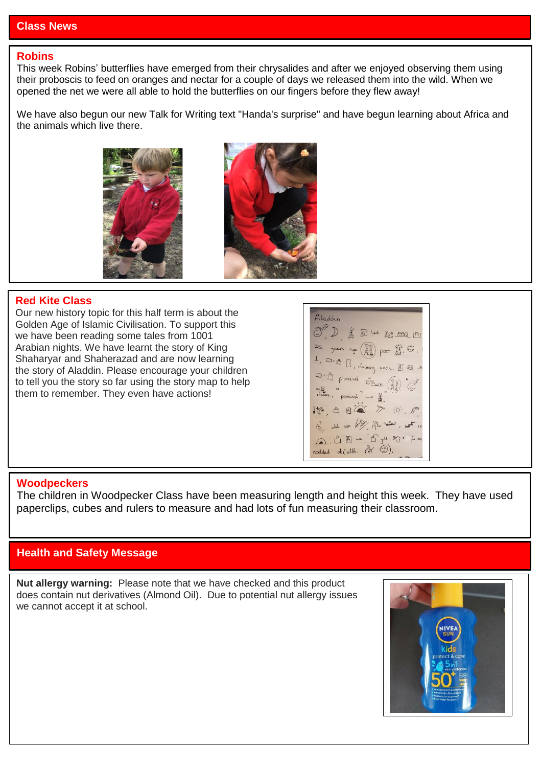## Class News

### Robins

This week Robins' butterflies have emerged from their chrysalides and after we enjoyed observing them using their proboscis to feed on oranges and nectar for a couple of days we released them into the wild. When we opened the net we were all able to hold the butterflies on our fingers before they flew away!

We have also begun our new Talk for Writing text "Handa's surprise" and have begun learning about Africa and the animals which live there.

### Red Kite Class

Our new history topic for this half term is about the Golden Age of Islamic Civilisation. To support this we have been reading some tales from 1001 Arabian nights. We have learnt the story of King Shaharyar and Shaherazad and are now learning the story of Aladdin. Please encourage your children to tell you the story so far using the story map to help them to remember. They even have actions!

### Woodpeckers

The children in Woodpecker Class have been measuring length and height this week. They have used paperclips, cubes and rulers to measure and had lots of fun measuring their classroom.

## Health and Safety Message

**Nut allergy warning:** Please note that we have checked and this product does contain nut derivatives (Almond Oil). Due to potential nut allergy issues we cannot accept it at school.